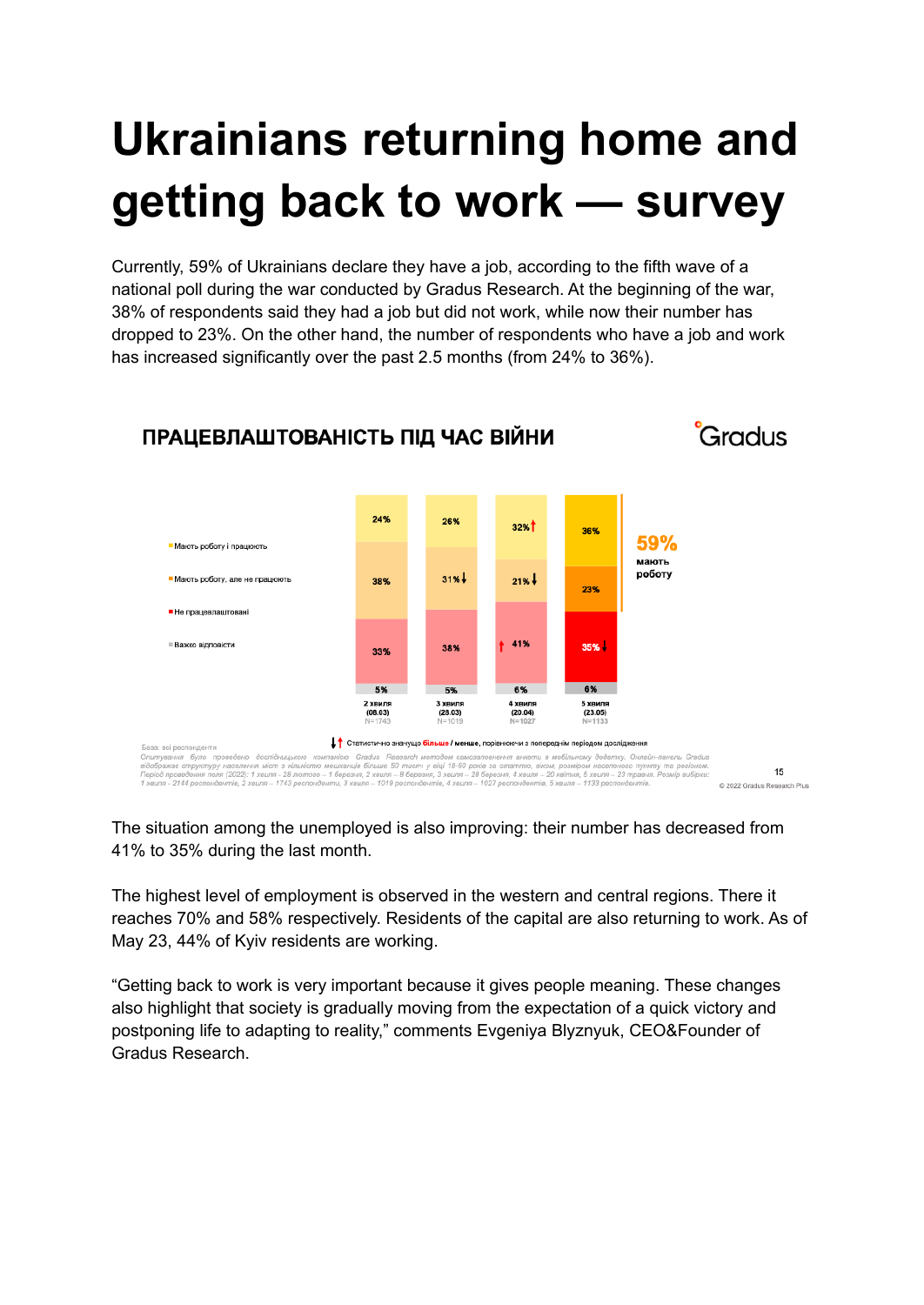# Ukrainians returning home and getting back to work — survey

Currently, 59% of Ukrainians declare they have a job, according to the fifth wave of a national poll during the war conducted by Gradus Research. At the beginning of the war, 38% of respondents said they had a job but did not work, while now their number has dropped to 23%. On the other hand, the number of respondents who have a job and work has increased significantly over the past 2.5 months (from 24% to 36%).

**ПРАЦЕВЛАШТОВАНІСТЬ ПІД ЧАС ВІЙНИ**

Gradus

| | 2 хвиля (08.03) N=1743 | 3 хвиля (28.03) N=1019 | 4 хвиля (20.04) N=1027 | 5 хвиля (23.05) N=1133 |
|---|---|---|---|---|
| Мають роботу і працюють | 24% | 26% | 32% ↑ | 36% |
| Мають роботу, але не працюють | 38% | 31% ↓ | 21% ↓ | 23% |
| Не працевлаштовані | 33% | 38% | ↑ 41% | 35% ↓ |
| Важко відповісти | 5% | 5% | 6% | 6% |

**59%** мають роботу

↓↑ Статистично значуще більше / менше, порівнюючи з попереднім періодом дослідження

База: всі респонденти

Опитування було проведено дослідницькою компанією Gradus Research методом самозаповнення анкети в мобільному додатку. Онлайн-панель Gradus відображає структуру населення міст з кількістю мешканців більше 50 тисяч у віці 18-60 років за статтю, віком, розміром населеного пункту та регіоном. Період проведення поля (2022): 1 хвиля - 28 лютого – 1 березня, 2 хвиля – 8 березня, 3 хвиля – 28 березня, 4 хвиля – 20 квітня, 5 хвиля – 23 травня. Розмір вибірки: 1 хвиля - 2144 респондентів, 2 хвиля – 1743 респонденти, 3 хвиля – 1019 респондентів, 4 хвиля – 1027 респондентів, 5 хвиля – 1133 респондентів.

© 2022 Gradus Research Plus

The situation among the unemployed is also improving: their number has decreased from 41% to 35% during the last month.

The highest level of employment is observed in the western and central regions. There it reaches 70% and 58% respectively. Residents of the capital are also returning to work. As of May 23, 44% of Kyiv residents are working.

"Getting back to work is very important because it gives people meaning. These changes also highlight that society is gradually moving from the expectation of a quick victory and postponing life to adapting to reality," comments Evgeniya Blyznyuk, CEO&Founder of Gradus Research.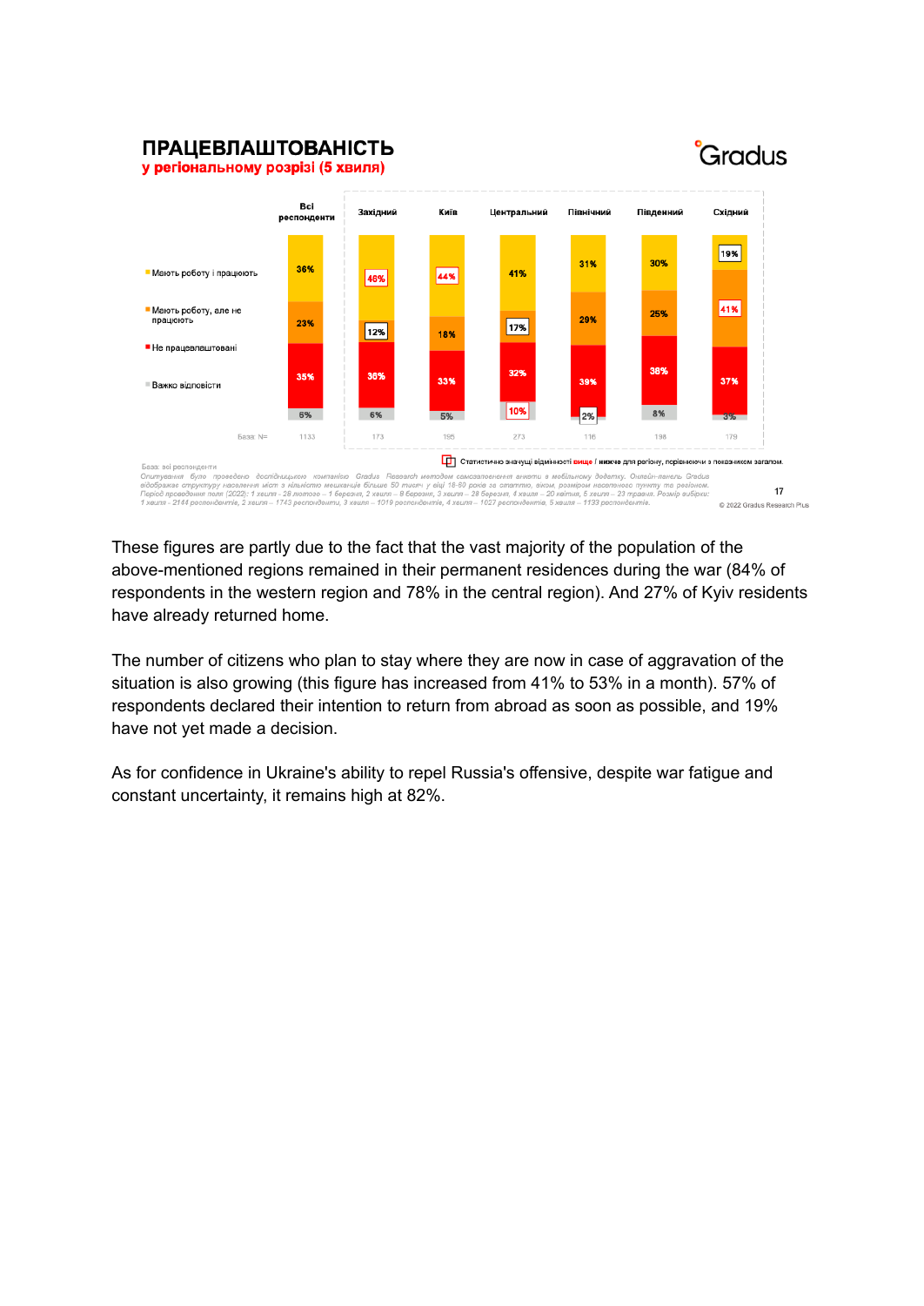# ПРАЦЕВЛАШТОВАНІСТЬ

**у регіональному розрізі (5 хвиля)**

Gradus

| | Всі респонденти | Західний | Київ | Центральний | Північний | Південний | Східний |
|---|---|---|---|---|---|---|---|
| Мають роботу і працюють | 36% | 46% | 44% | 41% | 31% | 30% | 19% |
| Мають роботу, але не працюють | 23% | 12% | 18% | 17% | 29% | 25% | 41% |
| Не працевлаштовані | 35% | 36% | 33% | 32% | 39% | 38% | 37% |
| Важко відповісти | 6% | 6% | 5% | 10% | 2% | 8% | 3% |
| База: N= | 1133 | 173 | 195 | 273 | 116 | 198 | 179 |

Статистично значущі відмінності вище / нижче для регіону, порівнюючи з показником загалом.

База: всі респонденти

Опитування було проведено дослідницькою компанією Gradus Research методом самозаповнення анкети в мобільному додатку. Онлайн-панель Gradus відображає структуру населення міст з кількістю мешканців більше 50 тисяч у віці 18-60 років за статтю, віком, розміром населеного пункту та регіоном. Період проведення поля (2022): 1 хвиля – 28 лютого – 1 березня, 2 хвиля – 8 березня, 3 хвиля – 28 березня, 4 хвиля – 20 квітня, 5 хвиля – 23 травня. Розмір вибірки: 1 хвиля – 2144 респондентів, 2 хвиля – 1743 респондентів, 3 хвиля – 1019 респондентів, 4 хвиля – 1027 респондентів, 5 хвиля – 1133 респондентів.

© 2022 Gradus Research Plus

These figures are partly due to the fact that the vast majority of the population of the above-mentioned regions remained in their permanent residences during the war (84% of respondents in the western region and 78% in the central region). And 27% of Kyiv residents have already returned home.

The number of citizens who plan to stay where they are now in case of aggravation of the situation is also growing (this figure has increased from 41% to 53% in a month). 57% of respondents declared their intention to return from abroad as soon as possible, and 19% have not yet made a decision.

As for confidence in Ukraine's ability to repel Russia's offensive, despite war fatigue and constant uncertainty, it remains high at 82%.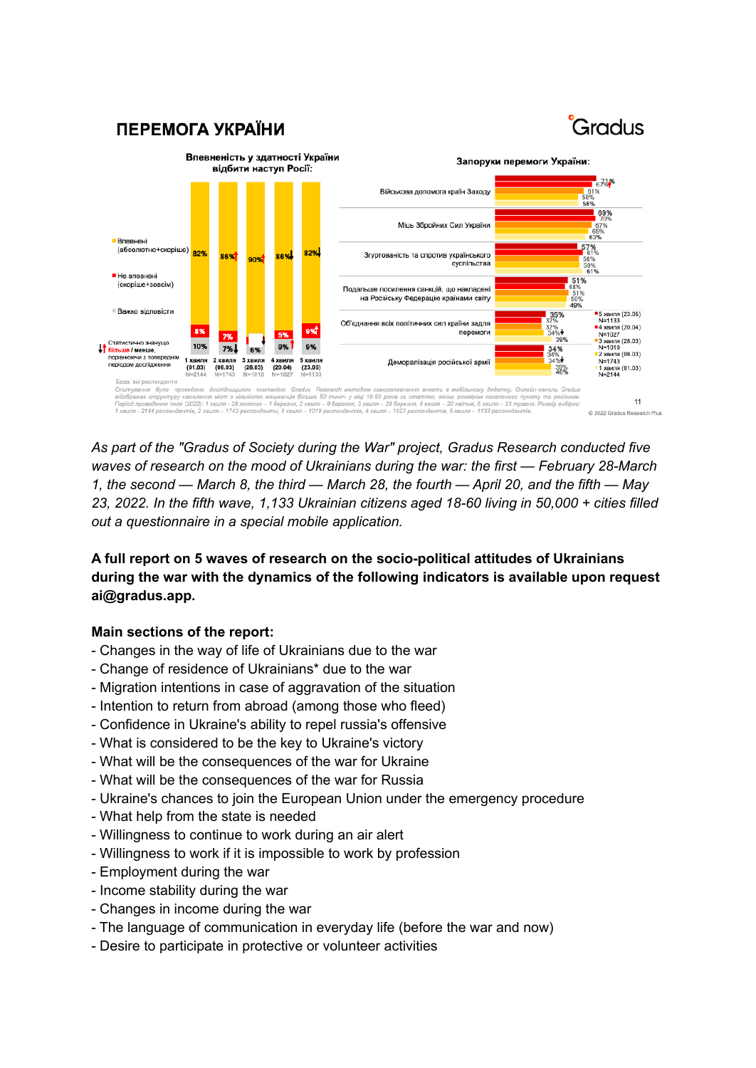## ПЕРЕМОГА УКРАЇНИ

Gradus

**Впевненість у здатності України відбити наступ Росії:**

Впевнені (абсолютно+скоріше)

Не впевнені (скоріше+зовсім)

Важко відповісти

Статистично значуще більше / менше, порівнюючи з попереднім періодом дослідження

82% 86% 90% 86% 82%

8% 7% 5% 9%

10% 7% 6% 9% 9%

1 хвиля (01.03) N=2144

2 хвиля (08.03) N=1743

3 хвиля (28.03) N=1019

4 хвиля (20.04) N=1027

5 хвиля (23.05) N=1133

**Запоруки перемоги України:**

Військова допомога країн Заходу 71% 67% 61% 58% 58%

Міць Збройних Сил України 69% 70% 67% 65% 63%

Згуртованість та спротив українського суспільства 57% 61% 58% 59% 61%

Подальше посилення санкцій, що накладені на Російську Федерацію країнами світу 51% 48% 51% 50% 49%

Об'єднання всіх політичних сил країни задля перемоги 35% 32% 32% 34% 39%

Демонілізація російської армії 34% 34% 34% 39% 40%

5 хвиля (23.05) N=1133

4 хвиля (20.04) N=1027

3 хвиля (28.03) N=1019

2 хвиля (08.03) N=1743

1 хвиля (01.03) N=2144

База: всі респонденти

Опитування було проведено дослідницькою компанією Gradus Research методом самозаповнення анкети в мобільному додатку. Онлайн-панель Gradus відображає структуру населення міст з кількістю мешканців більше 50 тисяч у віці 18-60 років за статтю, віком, розміром населеного пункту та регіоном. Період проведення поля (2022): 1 хвиля – 28 лютого – 1 березня, 2 хвиля – 8 березня, 3 хвиля – 28 березня, 4 хвиля – 20 квітня, 5 хвиля – 23 травня. Розмір вибірки: 1 хвиля - 2144 респондентів, 2 хвиля – 1743 респондентів, 3 хвиля – 1019 респондентів, 4 хвиля – 1027 респондентів, 5 хвиля – 1133 респондентів.

© 2022 Gradus Research Plus

*As part of the "Gradus of Society during the War" project, Gradus Research conducted five waves of research on the mood of Ukrainians during the war: the first — February 28-March 1, the second — March 8, the third — March 28, the fourth — April 20, and the fifth — May 23, 2022. In the fifth wave, 1,133 Ukrainian citizens aged 18-60 living in 50,000 + cities filled out a questionnaire in a special mobile application.*

**A full report on 5 waves of research on the socio-political attitudes of Ukrainians during the war with the dynamics of the following indicators is available upon request ai@gradus.app.**

**Main sections of the report:**

- Changes in the way of life of Ukrainians due to the war
- Change of residence of Ukrainians* due to the war
- Migration intentions in case of aggravation of the situation
- Intention to return from abroad (among those who fled)
- Confidence in Ukraine's ability to repel russia's offensive
- What is considered to be the key to Ukraine's victory
- What will be the consequences of the war for Ukraine
- What will be the consequences of the war for Russia
- Ukraine's chances to join the European Union under the emergency procedure
- What help from the state is needed
- Willingness to continue to work during an air alert
- Willingness to work if it is impossible to work by profession
- Employment during the war
- Income stability during the war
- Changes in income during the war
- The language of communication in everyday life (before the war and now)
- Desire to participate in protective or volunteer activities